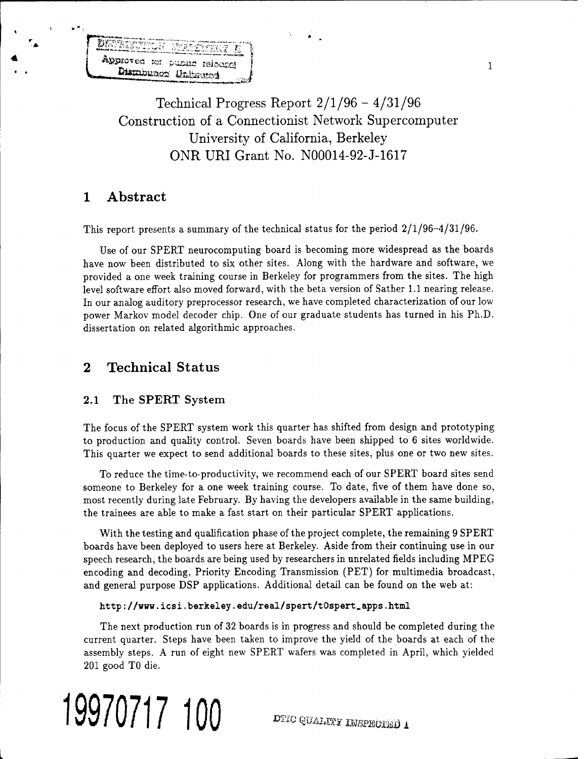DISTRIBUTION STATEMENT A

Approved for public release; Distribution Unlimited

# Technical Progress Report 2/1/96 – 4/31/96
# Construction of a Connectionist Network Supercomputer
# University of California, Berkeley
# ONR URI Grant No. N00014-92-J-1617

## 1 Abstract

This report presents a summary of the technical status for the period 2/1/96–4/31/96.

Use of our SPERT neurocomputing board is becoming more widespread as the boards have now been distributed to six other sites. Along with the hardware and software, we provided a one week training course in Berkeley for programmers from the sites. The high level software effort also moved forward, with the beta version of Sather 1.1 nearing release. In our analog auditory preprocessor research, we have completed characterization of our low power Markov model decoder chip. One of our graduate students has turned in his Ph.D. dissertation on related algorithmic approaches.

## 2 Technical Status

### 2.1 The SPERT System

The focus of the SPERT system work this quarter has shifted from design and prototyping to production and quality control. Seven boards have been shipped to 6 sites worldwide. This quarter we expect to send additional boards to these sites, plus one or two new sites.

To reduce the time-to-productivity, we recommend each of our SPERT board sites send someone to Berkeley for a one week training course. To date, five of them have done so, most recently during late February. By having the developers available in the same building, the trainees are able to make a fast start on their particular SPERT applications.

With the testing and qualification phase of the project complete, the remaining 9 SPERT boards have been deployed to users here at Berkeley. Aside from their continuing use in our speech research, the boards are being used by researchers in unrelated fields including MPEG encoding and decoding, Priority Encoding Transmission (PET) for multimedia broadcast, and general purpose DSP applications. Additional detail can be found on the web at:

`http://www.icsi.berkeley.edu/real/spert/t0spert_apps.html`

The next production run of 32 boards is in progress and should be completed during the current quarter. Steps have been taken to improve the yield of the boards at each of the assembly steps. A run of eight new SPERT wafers was completed in April, which yielded 201 good T0 die.

19970717 100

DTIC QUALITY INSPECTED 1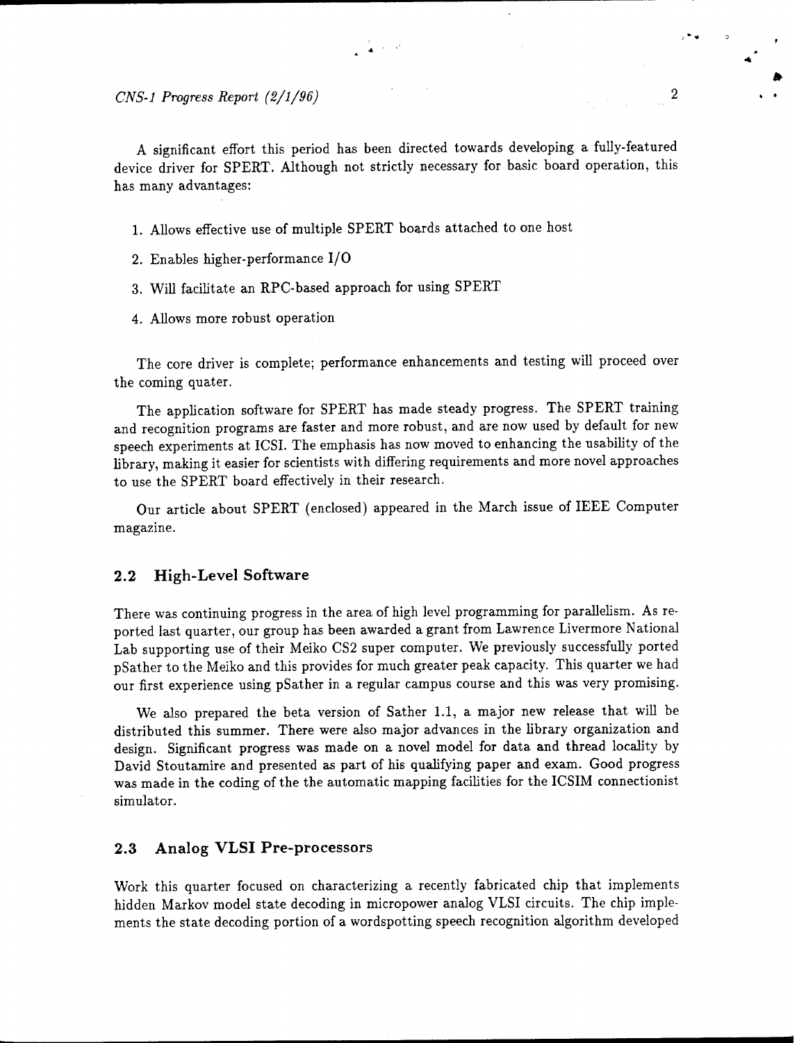A significant effort this period has been directed towards developing a fully-featured device driver for SPERT. Although not strictly necessary for basic board operation, this has many advantages:

1. Allows effective use of multiple SPERT boards attached to one host
2. Enables higher-performance I/O
3. Will facilitate an RPC-based approach for using SPERT
4. Allows more robust operation

The core driver is complete; performance enhancements and testing will proceed over the coming quater.

The application software for SPERT has made steady progress. The SPERT training and recognition programs are faster and more robust, and are now used by default for new speech experiments at ICSI. The emphasis has now moved to enhancing the usability of the library, making it easier for scientists with differing requirements and more novel approaches to use the SPERT board effectively in their research.

Our article about SPERT (enclosed) appeared in the March issue of IEEE Computer magazine.

## 2.2 High-Level Software

There was continuing progress in the area of high level programming for parallelism. As reported last quarter, our group has been awarded a grant from Lawrence Livermore National Lab supporting use of their Meiko CS2 super computer. We previously successfully ported pSather to the Meiko and this provides for much greater peak capacity. This quarter we had our first experience using pSather in a regular campus course and this was very promising.

We also prepared the beta version of Sather 1.1, a major new release that will be distributed this summer. There were also major advances in the library organization and design. Significant progress was made on a novel model for data and thread locality by David Stoutamire and presented as part of his qualifying paper and exam. Good progress was made in the coding of the the automatic mapping facilities for the ICSIM connectionist simulator.

## 2.3 Analog VLSI Pre-processors

Work this quarter focused on characterizing a recently fabricated chip that implements hidden Markov model state decoding in micropower analog VLSI circuits. The chip implements the state decoding portion of a wordspotting speech recognition algorithm developed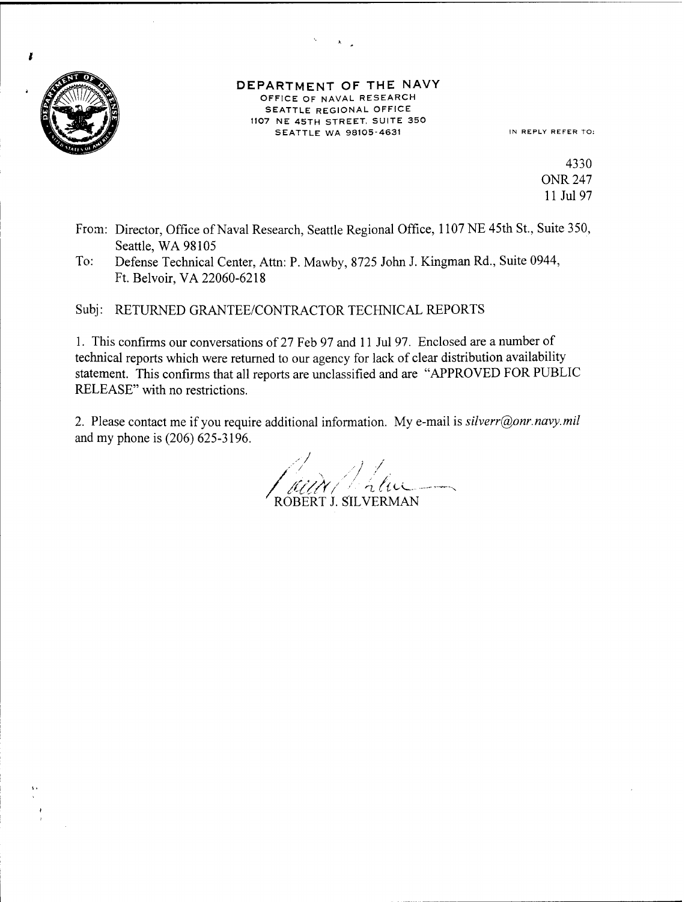**DEPARTMENT OF THE NAVY**
OFFICE OF NAVAL RESEARCH
SEATTLE REGIONAL OFFICE
1107 NE 45TH STREET, SUITE 350
SEATTLE WA 98105-4631

IN REPLY REFER TO:

4330
ONR 247
11 Jul 97

From: Director, Office of Naval Research, Seattle Regional Office, 1107 NE 45th St., Suite 350, Seattle, WA 98105

To: Defense Technical Center, Attn: P. Mawby, 8725 John J. Kingman Rd., Suite 0944, Ft. Belvoir, VA 22060-6218

Subj: RETURNED GRANTEE/CONTRACTOR TECHNICAL REPORTS

1. This confirms our conversations of 27 Feb 97 and 11 Jul 97. Enclosed are a number of technical reports which were returned to our agency for lack of clear distribution availability statement. This confirms that all reports are unclassified and are "APPROVED FOR PUBLIC RELEASE" with no restrictions.

2. Please contact me if you require additional information. My e-mail is *silverr@onr.navy.mil* and my phone is (206) 625-3196.

ROBERT J. SILVERMAN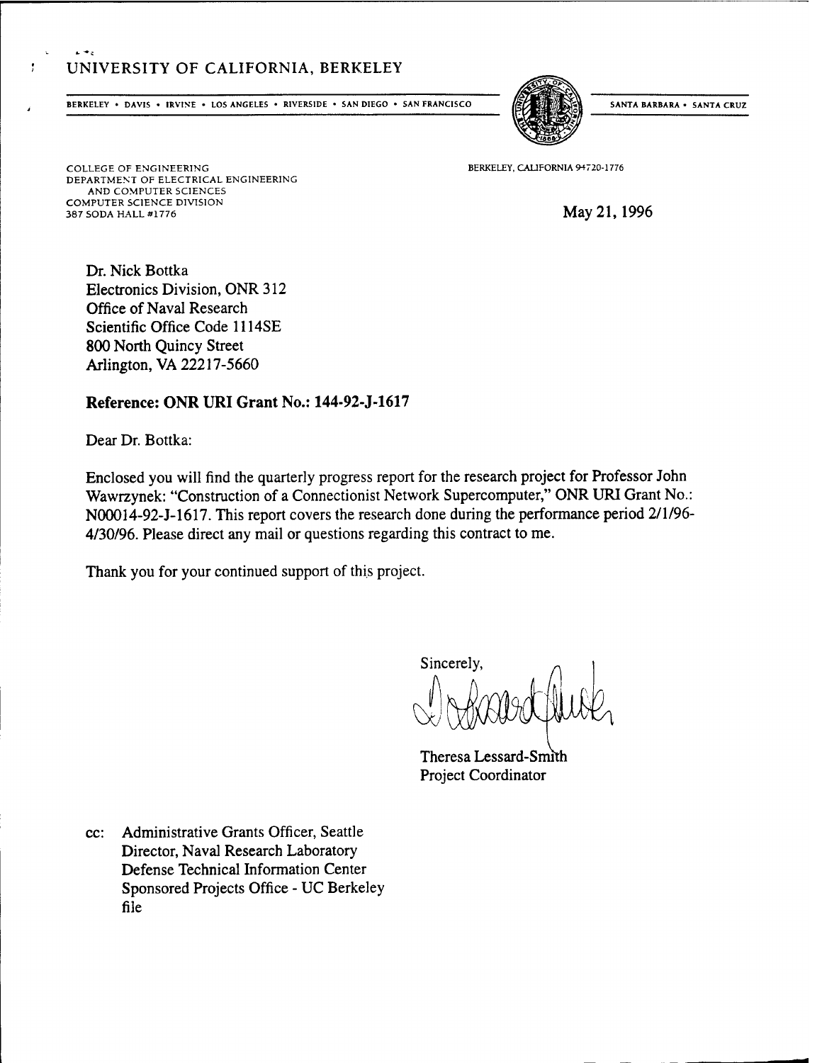UNIVERSITY OF CALIFORNIA, BERKELEY

BERKELEY • DAVIS • IRVINE • LOS ANGELES • RIVERSIDE • SAN DIEGO • SAN FRANCISCO — SANTA BARBARA • SANTA CRUZ

COLLEGE OF ENGINEERING
DEPARTMENT OF ELECTRICAL ENGINEERING
AND COMPUTER SCIENCES
COMPUTER SCIENCE DIVISION
387 SODA HALL #1776

BERKELEY, CALIFORNIA 94720-1776

May 21, 1996

Dr. Nick Bottka
Electronics Division, ONR 312
Office of Naval Research
Scientific Office Code 1114SE
800 North Quincy Street
Arlington, VA 22217-5660

**Reference: ONR URI Grant No.: 144-92-J-1617**

Dear Dr. Bottka:

Enclosed you will find the quarterly progress report for the research project for Professor John Wawrzynek: "Construction of a Connectionist Network Supercomputer," ONR URI Grant No.: N00014-92-J-1617. This report covers the research done during the performance period 2/1/96-4/30/96. Please direct any mail or questions regarding this contract to me.

Thank you for your continued support of this project.

Sincerely,

Theresa Lessard-Smith
Project Coordinator

cc: Administrative Grants Officer, Seattle
Director, Naval Research Laboratory
Defense Technical Information Center
Sponsored Projects Office - UC Berkeley
file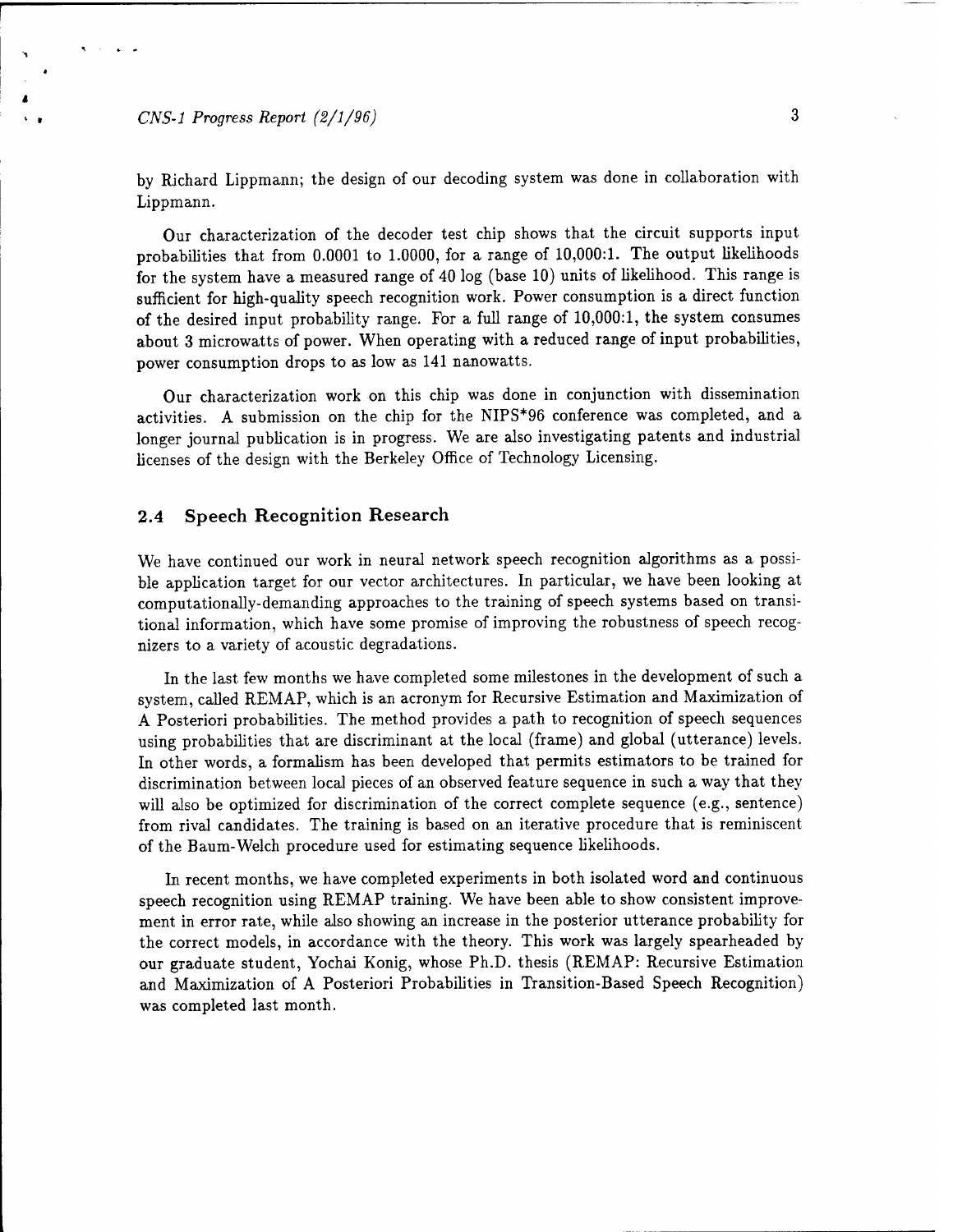by Richard Lippmann; the design of our decoding system was done in collaboration with Lippmann.

Our characterization of the decoder test chip shows that the circuit supports input probabilities that from 0.0001 to 1.0000, for a range of 10,000:1. The output likelihoods for the system have a measured range of 40 log (base 10) units of likelihood. This range is sufficient for high-quality speech recognition work. Power consumption is a direct function of the desired input probability range. For a full range of 10,000:1, the system consumes about 3 microwatts of power. When operating with a reduced range of input probabilities, power consumption drops to as low as 141 nanowatts.

Our characterization work on this chip was done in conjunction with dissemination activities. A submission on the chip for the NIPS*96 conference was completed, and a longer journal publication is in progress. We are also investigating patents and industrial licenses of the design with the Berkeley Office of Technology Licensing.

## 2.4 Speech Recognition Research

We have continued our work in neural network speech recognition algorithms as a possible application target for our vector architectures. In particular, we have been looking at computationally-demanding approaches to the training of speech systems based on transitional information, which have some promise of improving the robustness of speech recognizers to a variety of acoustic degradations.

In the last few months we have completed some milestones in the development of such a system, called REMAP, which is an acronym for Recursive Estimation and Maximization of A Posteriori probabilities. The method provides a path to recognition of speech sequences using probabilities that are discriminant at the local (frame) and global (utterance) levels. In other words, a formalism has been developed that permits estimators to be trained for discrimination between local pieces of an observed feature sequence in such a way that they will also be optimized for discrimination of the correct complete sequence (e.g., sentence) from rival candidates. The training is based on an iterative procedure that is reminiscent of the Baum-Welch procedure used for estimating sequence likelihoods.

In recent months, we have completed experiments in both isolated word and continuous speech recognition using REMAP training. We have been able to show consistent improvement in error rate, while also showing an increase in the posterior utterance probability for the correct models, in accordance with the theory. This work was largely spearheaded by our graduate student, Yochai Konig, whose Ph.D. thesis (REMAP: Recursive Estimation and Maximization of A Posteriori Probabilities in Transition-Based Speech Recognition) was completed last month.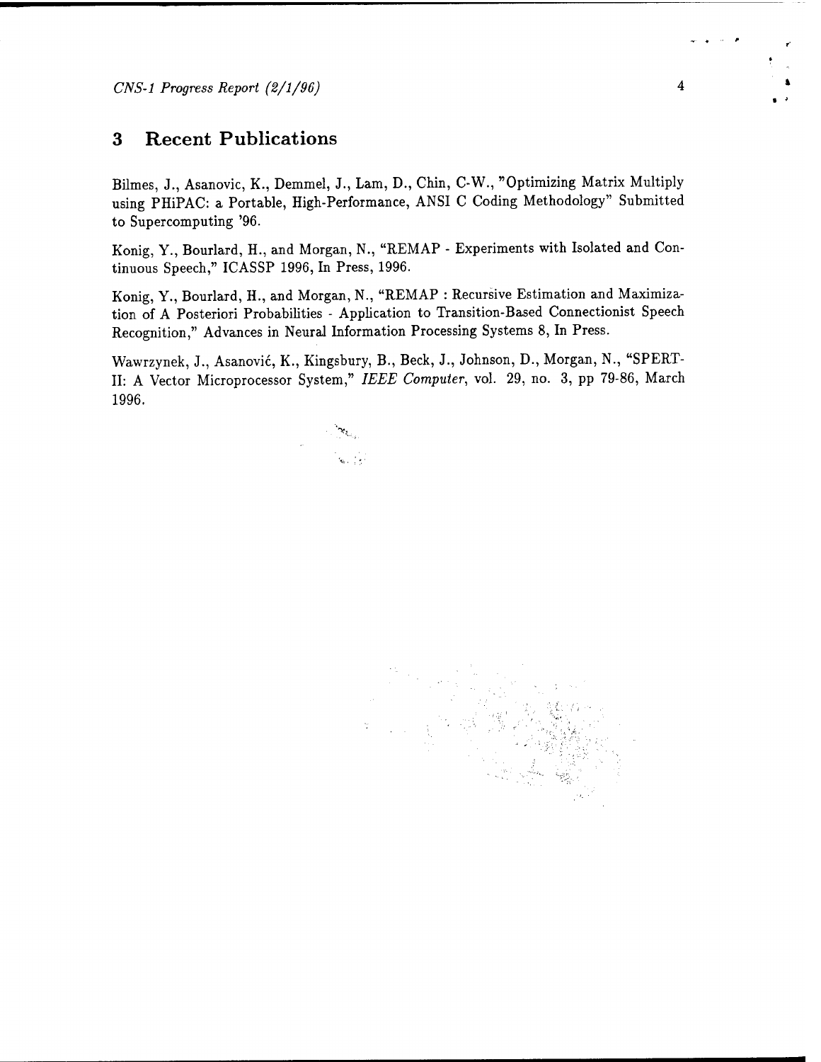## 3 Recent Publications

Bilmes, J., Asanovic, K., Demmel, J., Lam, D., Chin, C-W., "Optimizing Matrix Multiply using PHiPAC: a Portable, High-Performance, ANSI C Coding Methodology" Submitted to Supercomputing '96.

Konig, Y., Bourlard, H., and Morgan, N., "REMAP - Experiments with Isolated and Continuous Speech," ICASSP 1996, In Press, 1996.

Konig, Y., Bourlard, H., and Morgan, N., "REMAP : Recursive Estimation and Maximization of A Posteriori Probabilities - Application to Transition-Based Connectionist Speech Recognition," Advances in Neural Information Processing Systems 8, In Press.

Wawrzynek, J., Asanović, K., Kingsbury, B., Beck, J., Johnson, D., Morgan, N., "SPERT-II: A Vector Microprocessor System," *IEEE Computer*, vol. 29, no. 3, pp 79-86, March 1996.